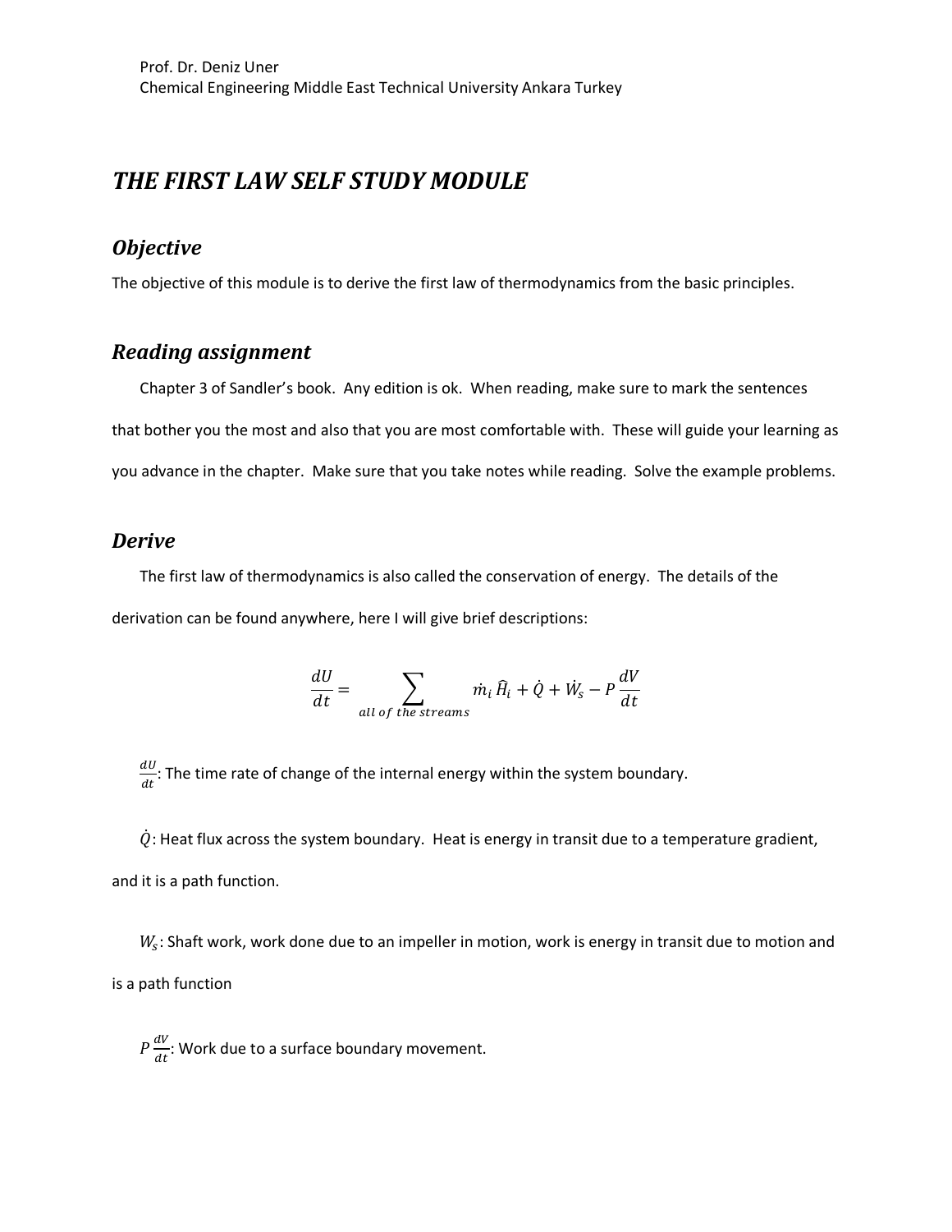Prof. Dr. Deniz Uner
Chemical Engineering Middle East Technical University Ankara Turkey

# *THE FIRST LAW SELF STUDY MODULE*

## *Objective*

The objective of this module is to derive the first law of thermodynamics from the basic principles.

## *Reading assignment*

Chapter 3 of Sandler's book. Any edition is ok. When reading, make sure to mark the sentences that bother you the most and also that you are most comfortable with. These will guide your learning as you advance in the chapter. Make sure that you take notes while reading. Solve the example problems.

## *Derive*

The first law of thermodynamics is also called the conservation of energy. The details of the derivation can be found anywhere, here I will give brief descriptions:

$$\frac{dU}{dt} = \sum_{all\ of\ the\ streams} \dot{m}_i \hat{H}_i + \dot{Q} + \dot{W}_s - P\frac{dV}{dt}$$

$\frac{dU}{dt}$: The time rate of change of the internal energy within the system boundary.

$\dot{Q}$: Heat flux across the system boundary. Heat is energy in transit due to a temperature gradient, and it is a path function.

$W_s$: Shaft work, work done due to an impeller in motion, work is energy in transit due to motion and is a path function

$P\frac{dV}{dt}$: Work due to a surface boundary movement.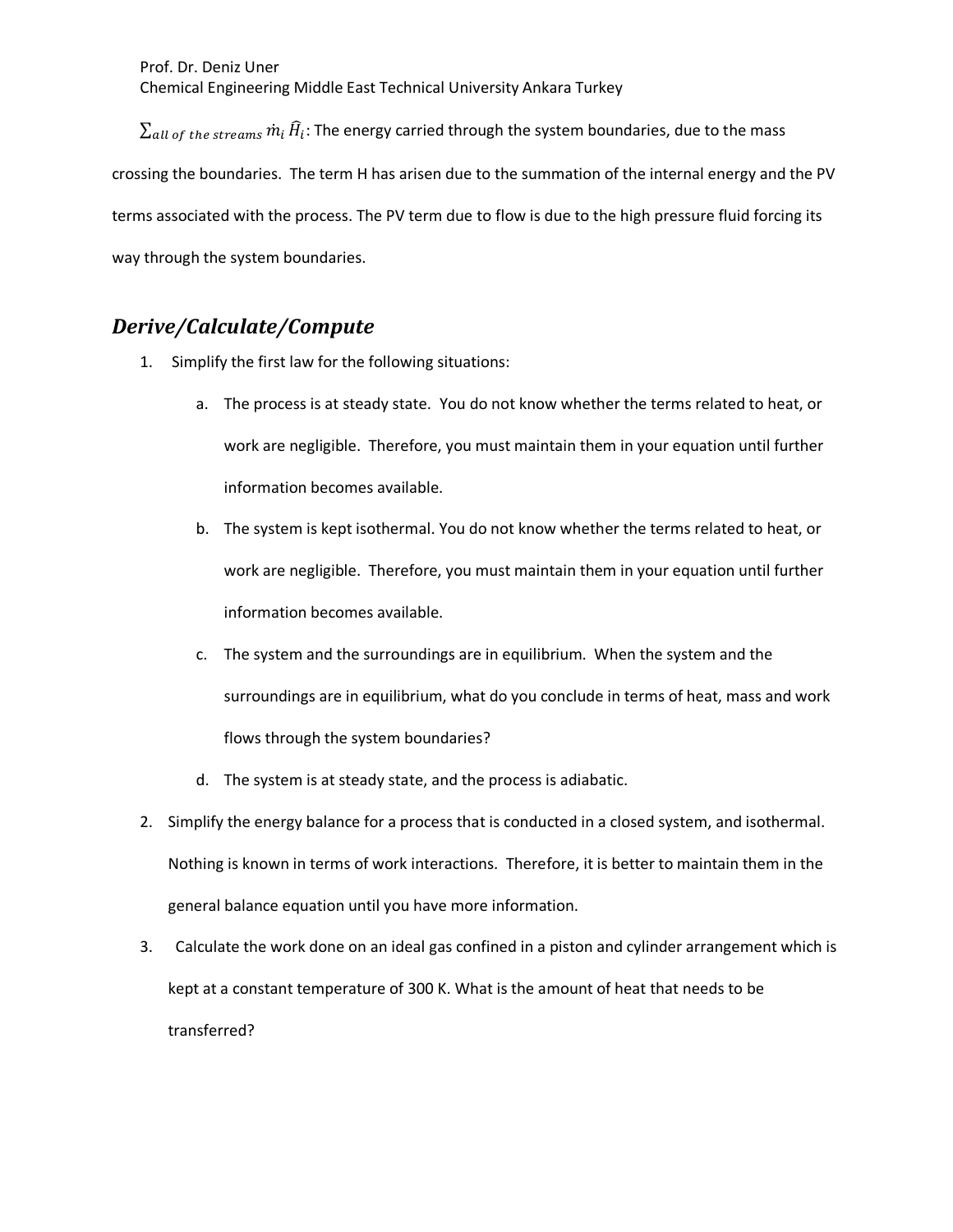$\sum_{all\ of\ the\ streams} \dot{m}_i \hat{H}_i$: The energy carried through the system boundaries, due to the mass crossing the boundaries. The term H has arisen due to the summation of the internal energy and the PV terms associated with the process. The PV term due to flow is due to the high pressure fluid forcing its way through the system boundaries.

## *Derive/Calculate/Compute*

1. Simplify the first law for the following situations:
    a. The process is at steady state. You do not know whether the terms related to heat, or work are negligible. Therefore, you must maintain them in your equation until further information becomes available.
    b. The system is kept isothermal. You do not know whether the terms related to heat, or work are negligible. Therefore, you must maintain them in your equation until further information becomes available.
    c. The system and the surroundings are in equilibrium. When the system and the surroundings are in equilibrium, what do you conclude in terms of heat, mass and work flows through the system boundaries?
    d. The system is at steady state, and the process is adiabatic.
2. Simplify the energy balance for a process that is conducted in a closed system, and isothermal. Nothing is known in terms of work interactions. Therefore, it is better to maintain them in the general balance equation until you have more information.
3. Calculate the work done on an ideal gas confined in a piston and cylinder arrangement which is kept at a constant temperature of 300 K. What is the amount of heat that needs to be transferred?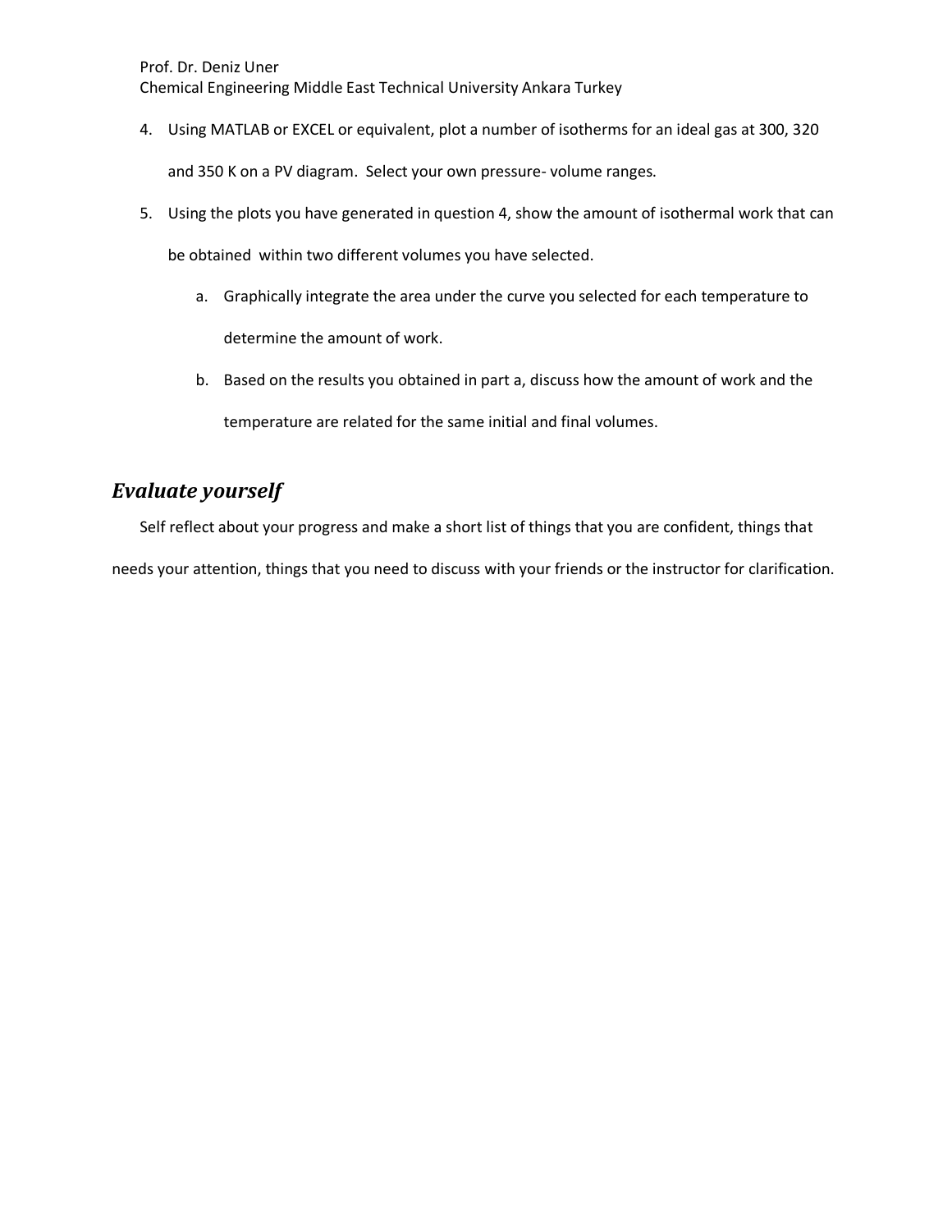4. Using MATLAB or EXCEL or equivalent, plot a number of isotherms for an ideal gas at 300, 320 and 350 K on a PV diagram. Select your own pressure- volume ranges.
5. Using the plots you have generated in question 4, show the amount of isothermal work that can be obtained within two different volumes you have selected.
   a. Graphically integrate the area under the curve you selected for each temperature to determine the amount of work.
   b. Based on the results you obtained in part a, discuss how the amount of work and the temperature are related for the same initial and final volumes.

## *Evaluate yourself*

Self reflect about your progress and make a short list of things that you are confident, things that needs your attention, things that you need to discuss with your friends or the instructor for clarification.